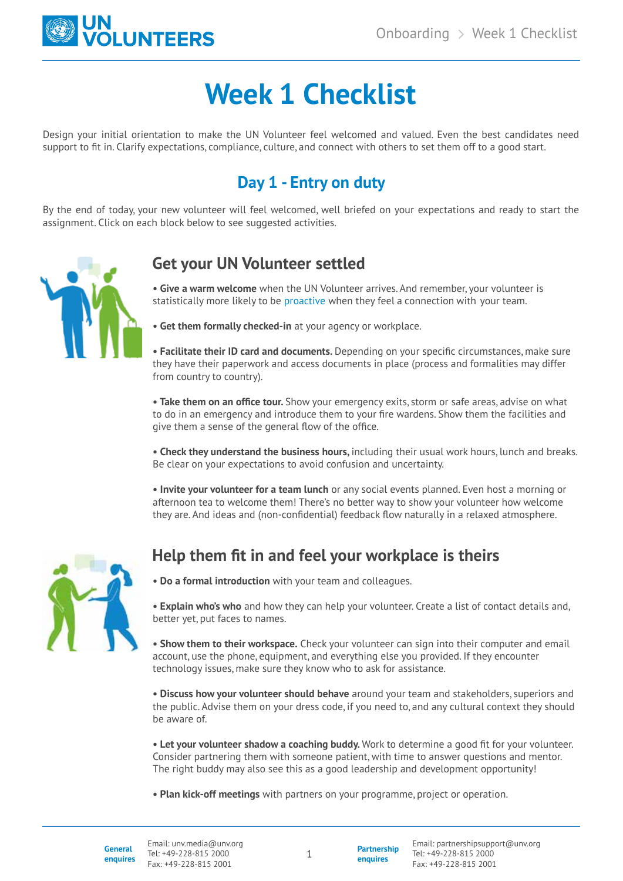# Week 1 Checklist

Design your initial orientation to make the UN Volunteer feel welcomed and valued. Even the best candidates need support to fit in. Clarify expectations, compliance, culture, and connect with others to set them off to a good start.

## Day 1 - Entry on duty

By the end of today, your new volunteer will feel welcomed, well briefed on your expectations and ready to start the assignment. Click on each block below to see suggested activities.

### Get your UN Volunteer settled

• **Give a warm welcome** when the UN Volunteer arrives. And remember, your volunteer is statistically more likely to be proactive when they feel a connection with your team.

• **Get them formally checked-in** at your agency or workplace.

• **Facilitate their ID card and documents.** Depending on your specific circumstances, make sure they have their paperwork and access documents in place (process and formalities may differ from country to country).

• **Take them on an office tour.** Show your emergency exits, storm or safe areas, advise on what to do in an emergency and introduce them to your fire wardens. Show them the facilities and give them a sense of the general flow of the office.

• **Check they understand the business hours,** including their usual work hours, lunch and breaks. Be clear on your expectations to avoid confusion and uncertainty.

• **Invite your volunteer for a team lunch** or any social events planned. Even host a morning or afternoon tea to welcome them! There's no better way to show your volunteer how welcome they are. And ideas and (non-confidential) feedback flow naturally in a relaxed atmosphere.

### Help them fit in and feel your workplace is theirs

• **Do a formal introduction** with your team and colleagues.

• **Explain who's who** and how they can help your volunteer. Create a list of contact details and, better yet, put faces to names.

• **Show them to their workspace.** Check your volunteer can sign into their computer and email account, use the phone, equipment, and everything else you provided. If they encounter technology issues, make sure they know who to ask for assistance.

• **Discuss how your volunteer should behave** around your team and stakeholders, superiors and the public. Advise them on your dress code, if you need to, and any cultural context they should be aware of.

• **Let your volunteer shadow a coaching buddy.** Work to determine a good fit for your volunteer. Consider partnering them with someone patient, with time to answer questions and mentor. The right buddy may also see this as a good leadership and development opportunity!

• **Plan kick-off meetings** with partners on your programme, project or operation.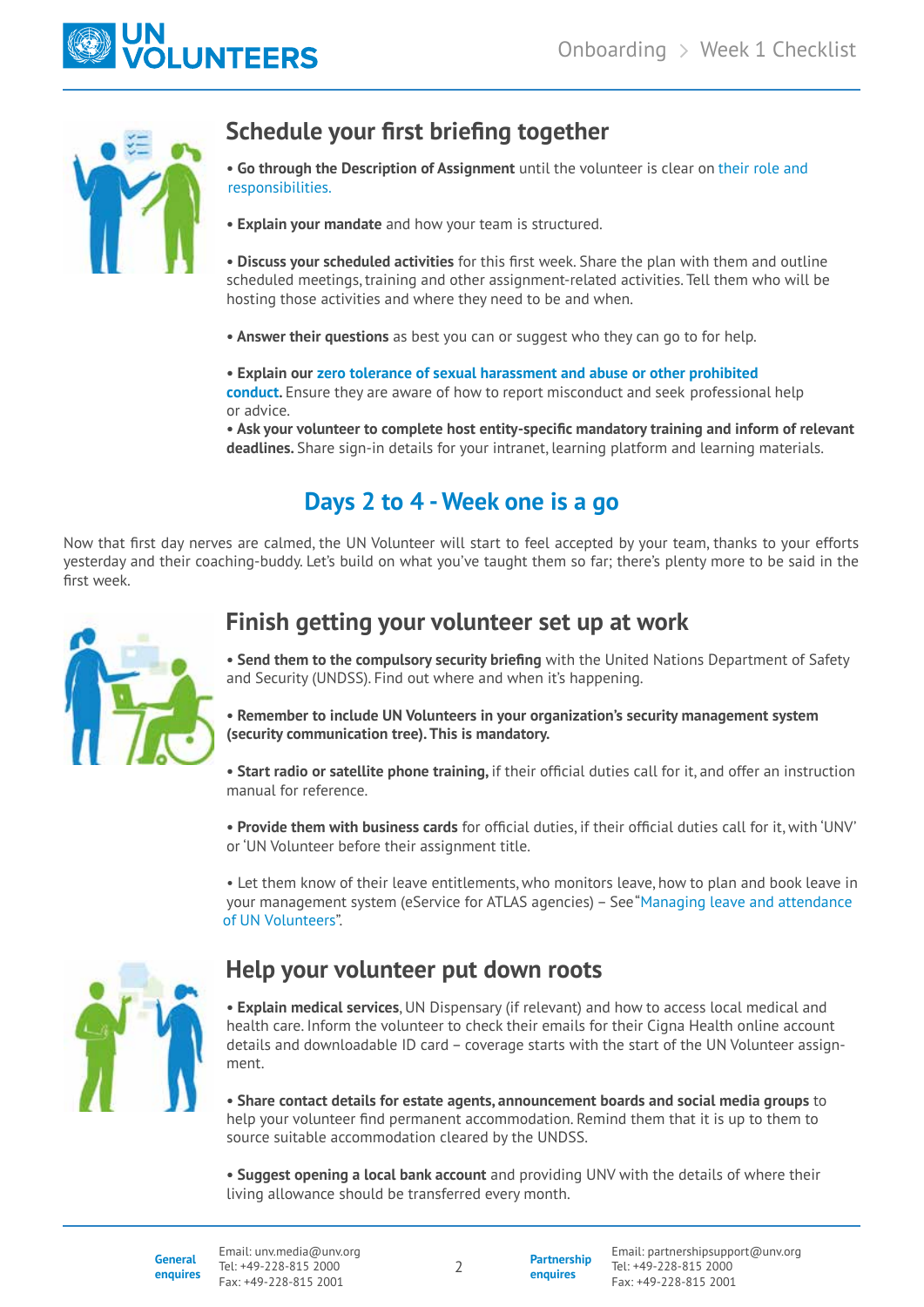## Schedule your first briefing together

- **Go through the Description of Assignment** until the volunteer is clear on their role and responsibilities.

- **Explain your mandate** and how your team is structured.

- **Discuss your scheduled activities** for this first week. Share the plan with them and outline scheduled meetings, training and other assignment-related activities. Tell them who will be hosting those activities and where they need to be and when.

- **Answer their questions** as best you can or suggest who they can go to for help.

- **Explain our zero tolerance of sexual harassment and abuse or other prohibited conduct.** Ensure they are aware of how to report misconduct and seek professional help or advice.
- **Ask your volunteer to complete host entity-specific mandatory training and inform of relevant deadlines.** Share sign-in details for your intranet, learning platform and learning materials.

## Days 2 to 4 - Week one is a go

Now that first day nerves are calmed, the UN Volunteer will start to feel accepted by your team, thanks to your efforts yesterday and their coaching-buddy. Let's build on what you've taught them so far; there's plenty more to be said in the first week.

## Finish getting your volunteer set up at work

- **Send them to the compulsory security briefing** with the United Nations Department of Safety and Security (UNDSS). Find out where and when it's happening.

- **Remember to include UN Volunteers in your organization's security management system (security communication tree). This is mandatory.**

- **Start radio or satellite phone training,** if their official duties call for it, and offer an instruction manual for reference.

- **Provide them with business cards** for official duties, if their official duties call for it, with 'UNV' or 'UN Volunteer before their assignment title.

- Let them know of their leave entitlements, who monitors leave, how to plan and book leave in your management system (eService for ATLAS agencies) – See "Managing leave and attendance of UN Volunteers".

## Help your volunteer put down roots

- **Explain medical services**, UN Dispensary (if relevant) and how to access local medical and health care. Inform the volunteer to check their emails for their Cigna Health online account details and downloadable ID card – coverage starts with the start of the UN Volunteer assignment.

- **Share contact details for estate agents, announcement boards and social media groups** to help your volunteer find permanent accommodation. Remind them that it is up to them to source suitable accommodation cleared by the UNDSS.

- **Suggest opening a local bank account** and providing UNV with the details of where their living allowance should be transferred every month.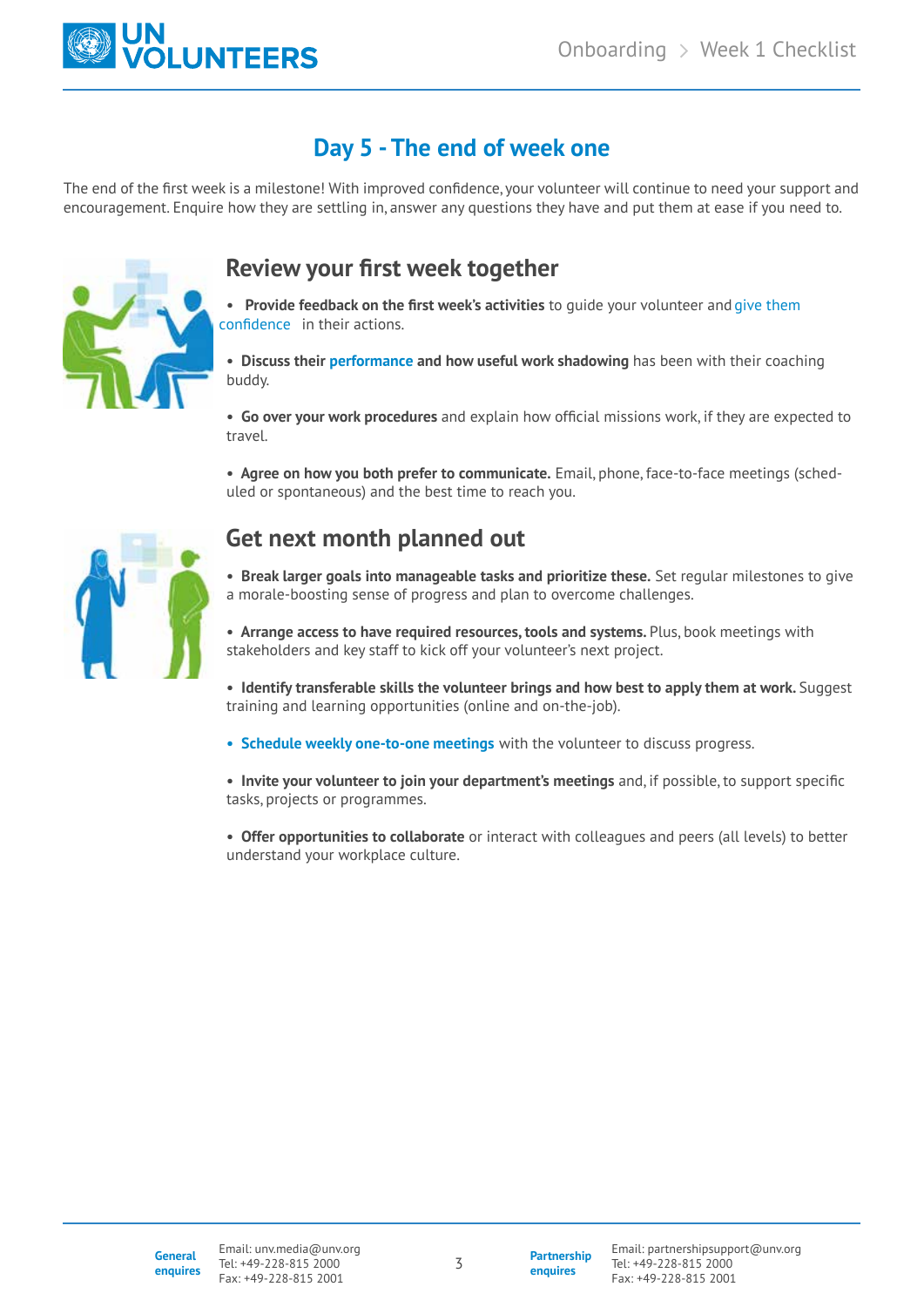## Day 5 - The end of week one

The end of the first week is a milestone! With improved confidence, your volunteer will continue to need your support and encouragement. Enquire how they are settling in, answer any questions they have and put them at ease if you need to.

### Review your first week together

- **Provide feedback on the first week's activities** to guide your volunteer and give them confidence in their actions.
- **Discuss their performance and how useful work shadowing** has been with their coaching buddy.
- **Go over your work procedures** and explain how official missions work, if they are expected to travel.
- **Agree on how you both prefer to communicate.** Email, phone, face-to-face meetings (scheduled or spontaneous) and the best time to reach you.

### Get next month planned out

- **Break larger goals into manageable tasks and prioritize these.** Set regular milestones to give a morale-boosting sense of progress and plan to overcome challenges.
- **Arrange access to have required resources, tools and systems.** Plus, book meetings with stakeholders and key staff to kick off your volunteer's next project.
- **Identify transferable skills the volunteer brings and how best to apply them at work.** Suggest training and learning opportunities (online and on-the-job).
- **Schedule weekly one-to-one meetings** with the volunteer to discuss progress.
- **Invite your volunteer to join your department's meetings** and, if possible, to support specific tasks, projects or programmes.
- **Offer opportunities to collaborate** or interact with colleagues and peers (all levels) to better understand your workplace culture.

**General enquires**
Email: unv.media@unv.org
Tel: +49-228-815 2000
Fax: +49-228-815 2001

**Partnership enquires**
Email: partnershipsupport@unv.org
Tel: +49-228-815 2000
Fax: +49-228-815 2001